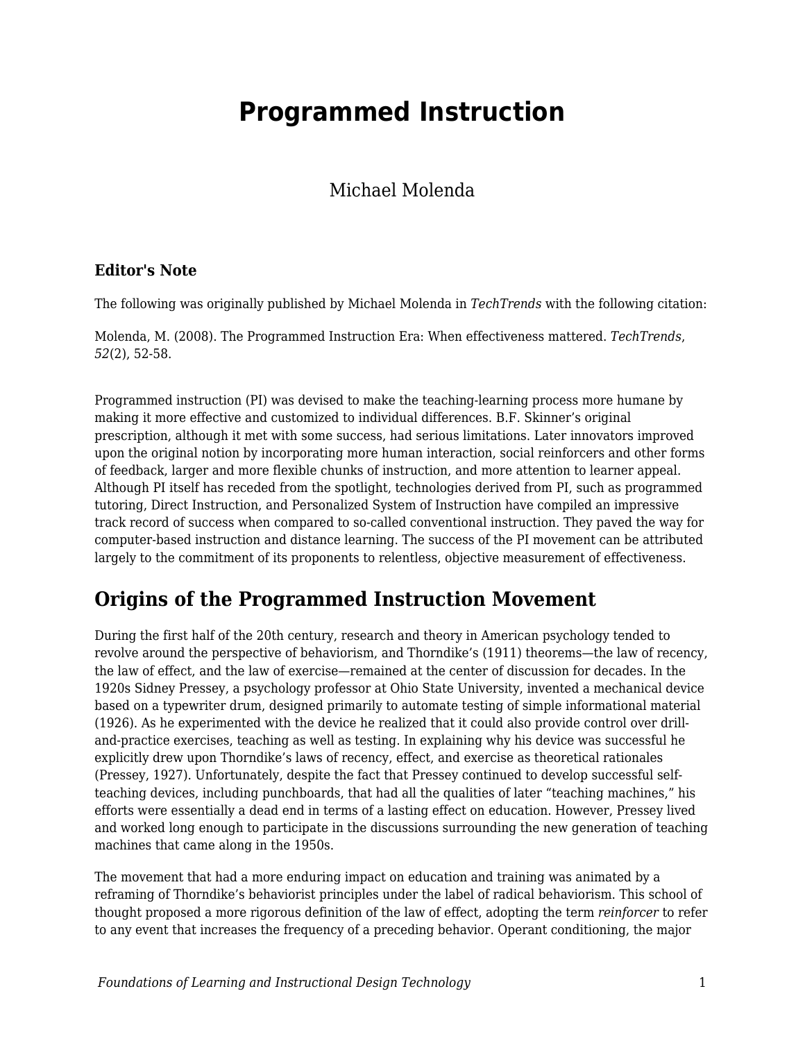# Programmed Instruction

Michael Molenda

### Editor's Note

The following was originally published by Michael Molenda in *TechTrends* with the following citation:

Molenda, M. (2008). The Programmed Instruction Era: When effectiveness mattered. *TechTrends*, *52*(2), 52-58.

Programmed instruction (PI) was devised to make the teaching-learning process more humane by making it more effective and customized to individual differences. B.F. Skinner's original prescription, although it met with some success, had serious limitations. Later innovators improved upon the original notion by incorporating more human interaction, social reinforcers and other forms of feedback, larger and more flexible chunks of instruction, and more attention to learner appeal. Although PI itself has receded from the spotlight, technologies derived from PI, such as programmed tutoring, Direct Instruction, and Personalized System of Instruction have compiled an impressive track record of success when compared to so-called conventional instruction. They paved the way for computer-based instruction and distance learning. The success of the PI movement can be attributed largely to the commitment of its proponents to relentless, objective measurement of effectiveness.

## Origins of the Programmed Instruction Movement

During the first half of the 20th century, research and theory in American psychology tended to revolve around the perspective of behaviorism, and Thorndike's (1911) theorems—the law of recency, the law of effect, and the law of exercise—remained at the center of discussion for decades. In the 1920s Sidney Pressey, a psychology professor at Ohio State University, invented a mechanical device based on a typewriter drum, designed primarily to automate testing of simple informational material (1926). As he experimented with the device he realized that it could also provide control over drill-and-practice exercises, teaching as well as testing. In explaining why his device was successful he explicitly drew upon Thorndike's laws of recency, effect, and exercise as theoretical rationales (Pressey, 1927). Unfortunately, despite the fact that Pressey continued to develop successful self-teaching devices, including punchboards, that had all the qualities of later "teaching machines," his efforts were essentially a dead end in terms of a lasting effect on education. However, Pressey lived and worked long enough to participate in the discussions surrounding the new generation of teaching machines that came along in the 1950s.

The movement that had a more enduring impact on education and training was animated by a reframing of Thorndike's behaviorist principles under the label of radical behaviorism. This school of thought proposed a more rigorous definition of the law of effect, adopting the term *reinforcer* to refer to any event that increases the frequency of a preceding behavior. Operant conditioning, the major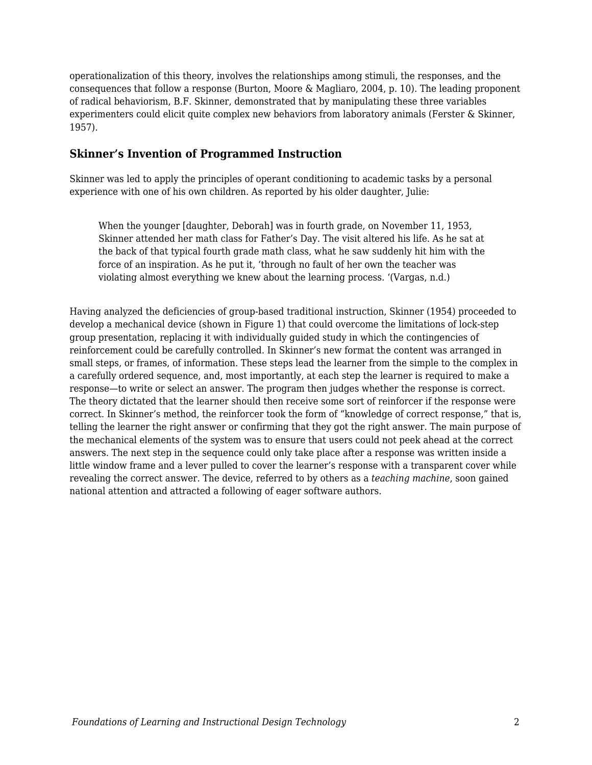operationalization of this theory, involves the relationships among stimuli, the responses, and the consequences that follow a response (Burton, Moore & Magliaro, 2004, p. 10). The leading proponent of radical behaviorism, B.F. Skinner, demonstrated that by manipulating these three variables experimenters could elicit quite complex new behaviors from laboratory animals (Ferster & Skinner, 1957).

### Skinner's Invention of Programmed Instruction

Skinner was led to apply the principles of operant conditioning to academic tasks by a personal experience with one of his own children. As reported by his older daughter, Julie:

> When the younger [daughter, Deborah] was in fourth grade, on November 11, 1953, Skinner attended her math class for Father's Day. The visit altered his life. As he sat at the back of that typical fourth grade math class, what he saw suddenly hit him with the force of an inspiration. As he put it, 'through no fault of her own the teacher was violating almost everything we knew about the learning process. '(Vargas, n.d.)

Having analyzed the deficiencies of group-based traditional instruction, Skinner (1954) proceeded to develop a mechanical device (shown in Figure 1) that could overcome the limitations of lock-step group presentation, replacing it with individually guided study in which the contingencies of reinforcement could be carefully controlled. In Skinner's new format the content was arranged in small steps, or frames, of information. These steps lead the learner from the simple to the complex in a carefully ordered sequence, and, most importantly, at each step the learner is required to make a response—to write or select an answer. The program then judges whether the response is correct. The theory dictated that the learner should then receive some sort of reinforcer if the response were correct. In Skinner's method, the reinforcer took the form of "knowledge of correct response," that is, telling the learner the right answer or confirming that they got the right answer. The main purpose of the mechanical elements of the system was to ensure that users could not peek ahead at the correct answers. The next step in the sequence could only take place after a response was written inside a little window frame and a lever pulled to cover the learner's response with a transparent cover while revealing the correct answer. The device, referred to by others as a *teaching machine*, soon gained national attention and attracted a following of eager software authors.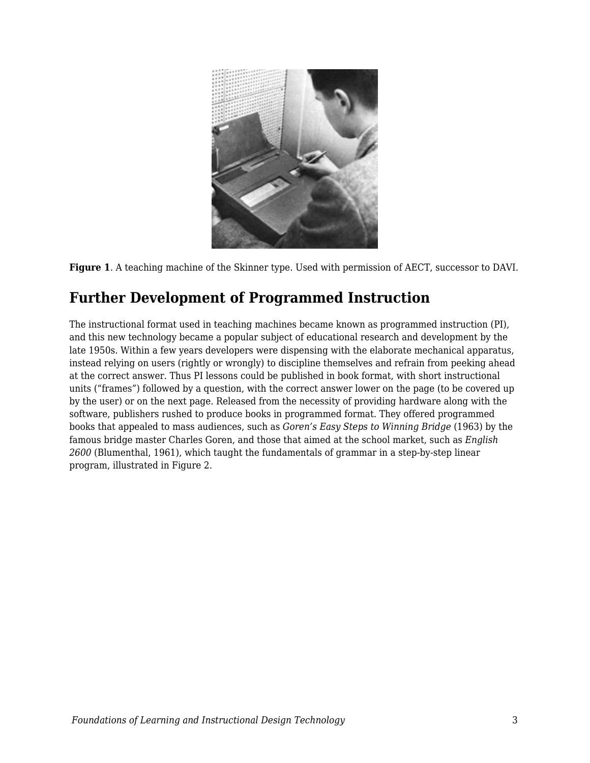**Figure 1**. A teaching machine of the Skinner type. Used with permission of AECT, successor to DAVI.

## Further Development of Programmed Instruction

The instructional format used in teaching machines became known as programmed instruction (PI), and this new technology became a popular subject of educational research and development by the late 1950s. Within a few years developers were dispensing with the elaborate mechanical apparatus, instead relying on users (rightly or wrongly) to discipline themselves and refrain from peeking ahead at the correct answer. Thus PI lessons could be published in book format, with short instructional units ("frames") followed by a question, with the correct answer lower on the page (to be covered up by the user) or on the next page. Released from the necessity of providing hardware along with the software, publishers rushed to produce books in programmed format. They offered programmed books that appealed to mass audiences, such as *Goren's Easy Steps to Winning Bridge* (1963) by the famous bridge master Charles Goren, and those that aimed at the school market, such as *English 2600* (Blumenthal, 1961), which taught the fundamentals of grammar in a step-by-step linear program, illustrated in Figure 2.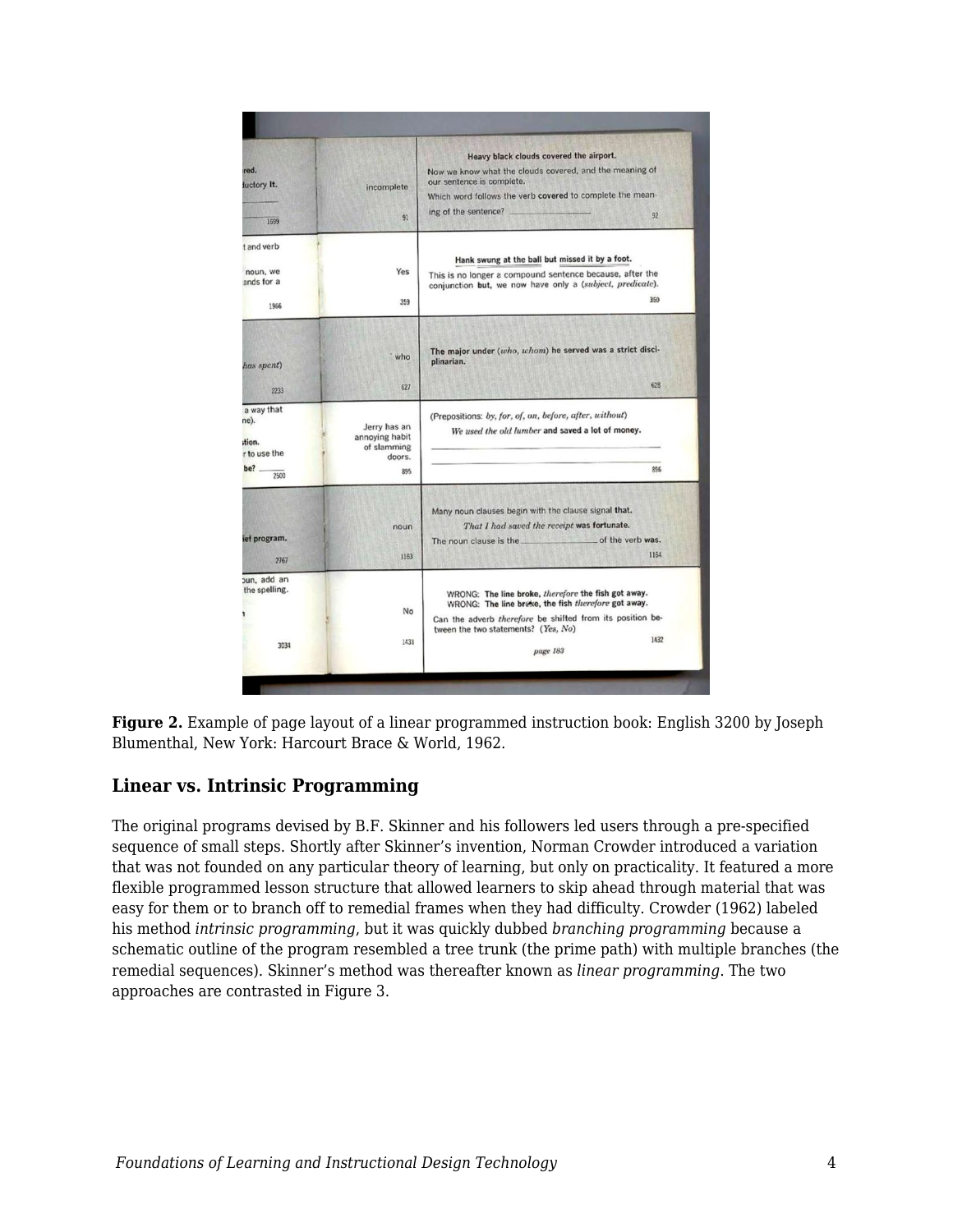**Figure 2.** Example of page layout of a linear programmed instruction book: English 3200 by Joseph Blumenthal, New York: Harcourt Brace & World, 1962.

## Linear vs. Intrinsic Programming

The original programs devised by B.F. Skinner and his followers led users through a pre-specified sequence of small steps. Shortly after Skinner's invention, Norman Crowder introduced a variation that was not founded on any particular theory of learning, but only on practicality. It featured a more flexible programmed lesson structure that allowed learners to skip ahead through material that was easy for them or to branch off to remedial frames when they had difficulty. Crowder (1962) labeled his method *intrinsic programming*, but it was quickly dubbed *branching programming* because a schematic outline of the program resembled a tree trunk (the prime path) with multiple branches (the remedial sequences). Skinner's method was thereafter known as *linear programming*. The two approaches are contrasted in Figure 3.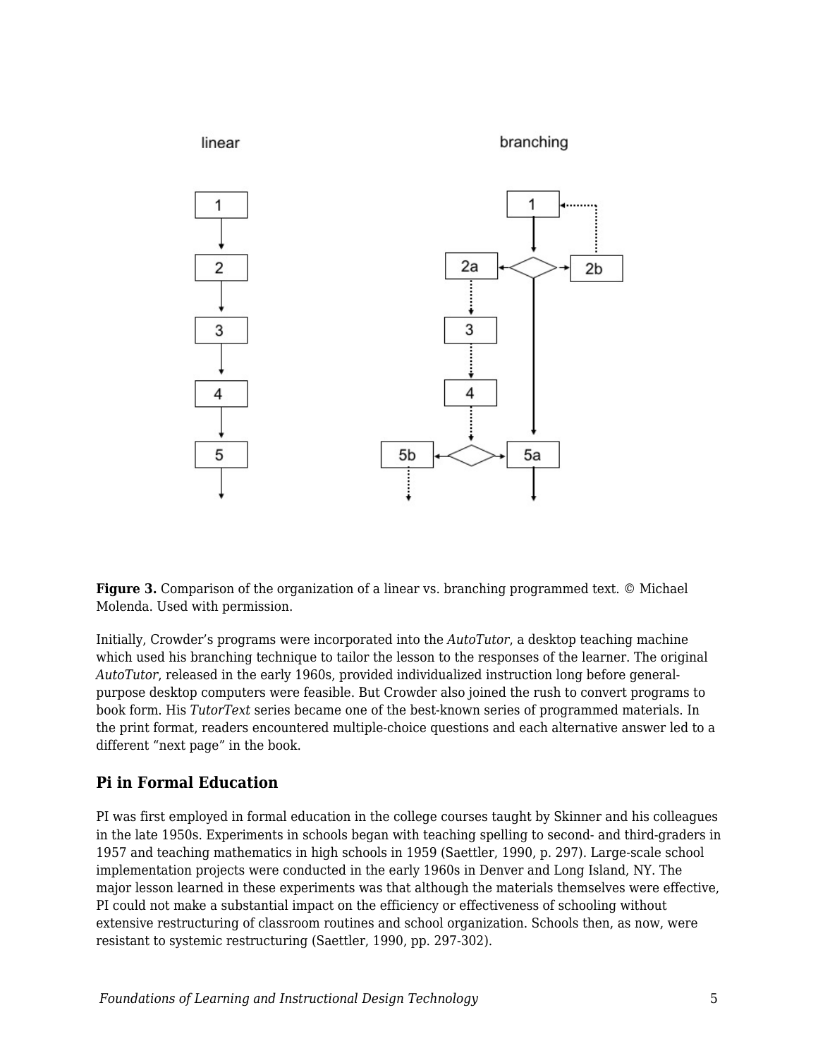**Figure 3.** Comparison of the organization of a linear vs. branching programmed text. © Michael Molenda. Used with permission.

Initially, Crowder's programs were incorporated into the *AutoTutor*, a desktop teaching machine which used his branching technique to tailor the lesson to the responses of the learner. The original *AutoTutor*, released in the early 1960s, provided individualized instruction long before general-purpose desktop computers were feasible. But Crowder also joined the rush to convert programs to book form. His *TutorText* series became one of the best-known series of programmed materials. In the print format, readers encountered multiple-choice questions and each alternative answer led to a different "next page" in the book.

## Pi in Formal Education

PI was first employed in formal education in the college courses taught by Skinner and his colleagues in the late 1950s. Experiments in schools began with teaching spelling to second- and third-graders in 1957 and teaching mathematics in high schools in 1959 (Saettler, 1990, p. 297). Large-scale school implementation projects were conducted in the early 1960s in Denver and Long Island, NY. The major lesson learned in these experiments was that although the materials themselves were effective, PI could not make a substantial impact on the efficiency or effectiveness of schooling without extensive restructuring of classroom routines and school organization. Schools then, as now, were resistant to systemic restructuring (Saettler, 1990, pp. 297-302).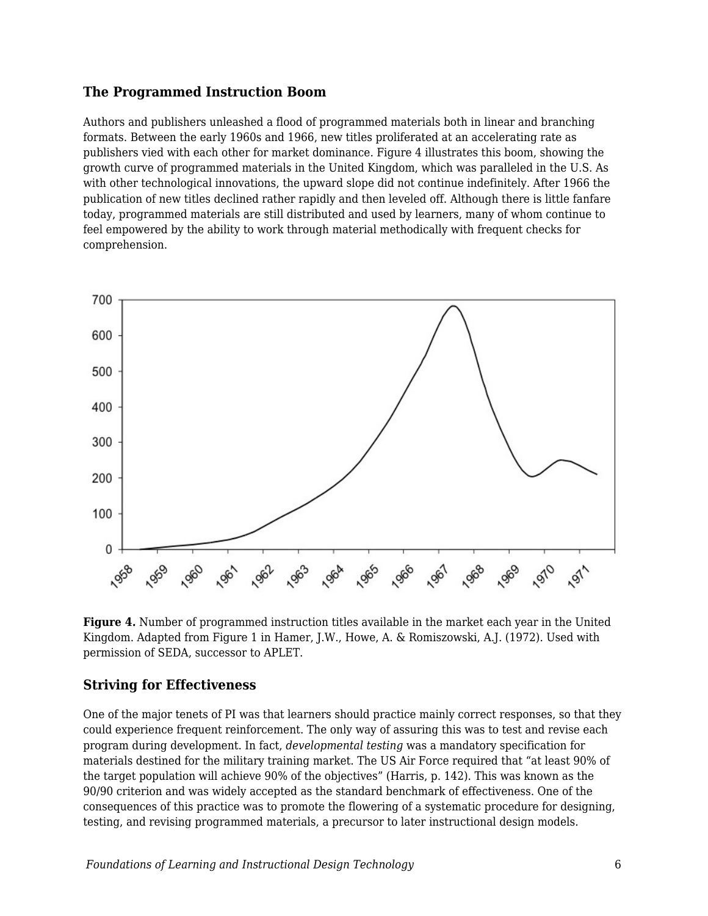### The Programmed Instruction Boom

Authors and publishers unleashed a flood of programmed materials both in linear and branching formats. Between the early 1960s and 1966, new titles proliferated at an accelerating rate as publishers vied with each other for market dominance. Figure 4 illustrates this boom, showing the growth curve of programmed materials in the United Kingdom, which was paralleled in the U.S. As with other technological innovations, the upward slope did not continue indefinitely. After 1966 the publication of new titles declined rather rapidly and then leveled off. Although there is little fanfare today, programmed materials are still distributed and used by learners, many of whom continue to feel empowered by the ability to work through material methodically with frequent checks for comprehension.

**Figure 4.** Number of programmed instruction titles available in the market each year in the United Kingdom. Adapted from Figure 1 in Hamer, J.W., Howe, A. & Romiszowski, A.J. (1972). Used with permission of SEDA, successor to APLET.

### Striving for Effectiveness

One of the major tenets of PI was that learners should practice mainly correct responses, so that they could experience frequent reinforcement. The only way of assuring this was to test and revise each program during development. In fact, *developmental testing* was a mandatory specification for materials destined for the military training market. The US Air Force required that "at least 90% of the target population will achieve 90% of the objectives" (Harris, p. 142). This was known as the 90/90 criterion and was widely accepted as the standard benchmark of effectiveness. One of the consequences of this practice was to promote the flowering of a systematic procedure for designing, testing, and revising programmed materials, a precursor to later instructional design models.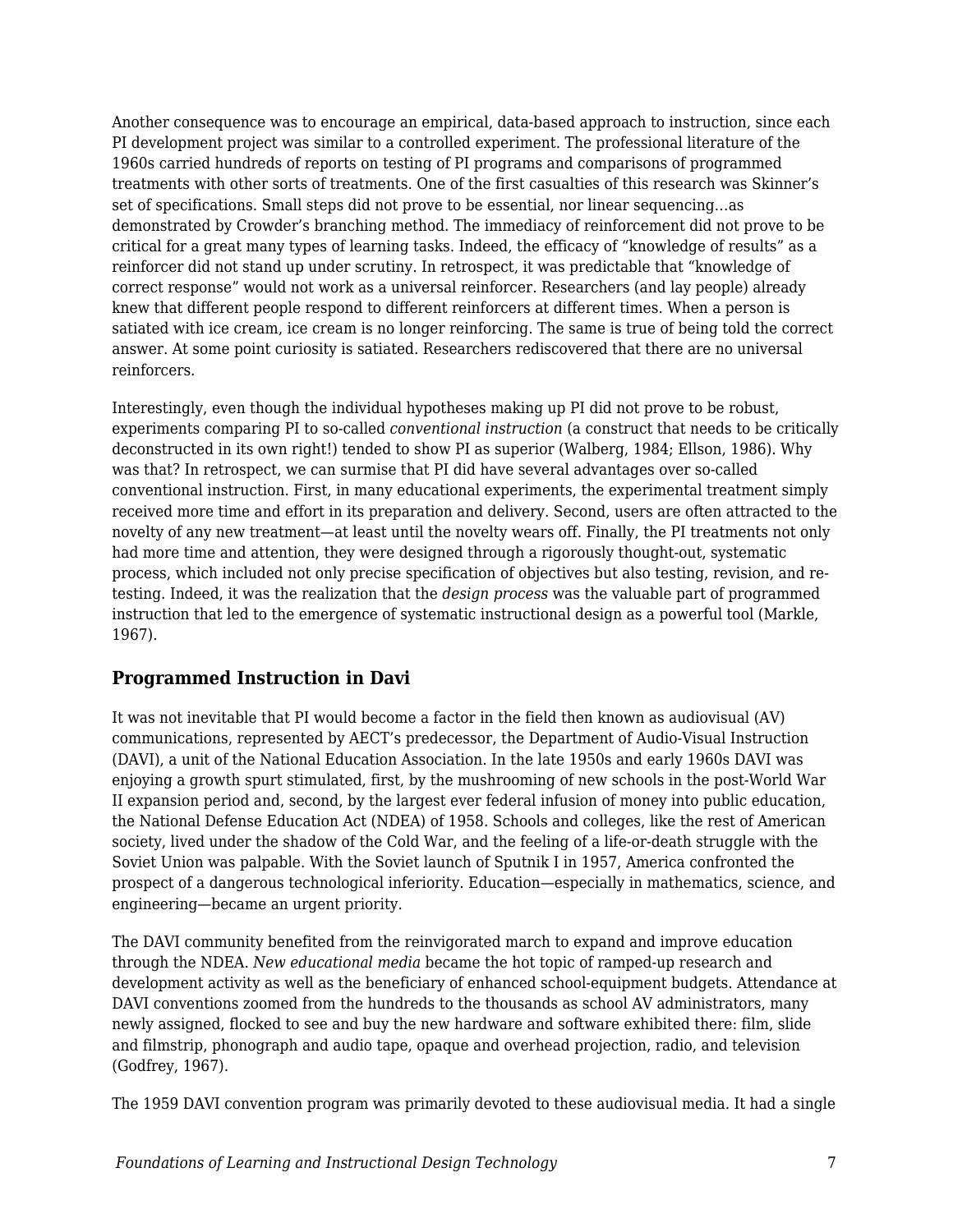Another consequence was to encourage an empirical, data-based approach to instruction, since each PI development project was similar to a controlled experiment. The professional literature of the 1960s carried hundreds of reports on testing of PI programs and comparisons of programmed treatments with other sorts of treatments. One of the first casualties of this research was Skinner's set of specifications. Small steps did not prove to be essential, nor linear sequencing…as demonstrated by Crowder's branching method. The immediacy of reinforcement did not prove to be critical for a great many types of learning tasks. Indeed, the efficacy of "knowledge of results" as a reinforcer did not stand up under scrutiny. In retrospect, it was predictable that "knowledge of correct response" would not work as a universal reinforcer. Researchers (and lay people) already knew that different people respond to different reinforcers at different times. When a person is satiated with ice cream, ice cream is no longer reinforcing. The same is true of being told the correct answer. At some point curiosity is satiated. Researchers rediscovered that there are no universal reinforcers.

Interestingly, even though the individual hypotheses making up PI did not prove to be robust, experiments comparing PI to so-called *conventional instruction* (a construct that needs to be critically deconstructed in its own right!) tended to show PI as superior (Walberg, 1984; Ellson, 1986). Why was that? In retrospect, we can surmise that PI did have several advantages over so-called conventional instruction. First, in many educational experiments, the experimental treatment simply received more time and effort in its preparation and delivery. Second, users are often attracted to the novelty of any new treatment—at least until the novelty wears off. Finally, the PI treatments not only had more time and attention, they were designed through a rigorously thought-out, systematic process, which included not only precise specification of objectives but also testing, revision, and re-testing. Indeed, it was the realization that the *design process* was the valuable part of programmed instruction that led to the emergence of systematic instructional design as a powerful tool (Markle, 1967).

## Programmed Instruction in Davi

It was not inevitable that PI would become a factor in the field then known as audiovisual (AV) communications, represented by AECT's predecessor, the Department of Audio-Visual Instruction (DAVI), a unit of the National Education Association. In the late 1950s and early 1960s DAVI was enjoying a growth spurt stimulated, first, by the mushrooming of new schools in the post-World War II expansion period and, second, by the largest ever federal infusion of money into public education, the National Defense Education Act (NDEA) of 1958. Schools and colleges, like the rest of American society, lived under the shadow of the Cold War, and the feeling of a life-or-death struggle with the Soviet Union was palpable. With the Soviet launch of Sputnik I in 1957, America confronted the prospect of a dangerous technological inferiority. Education—especially in mathematics, science, and engineering—became an urgent priority.

The DAVI community benefited from the reinvigorated march to expand and improve education through the NDEA. *New educational media* became the hot topic of ramped-up research and development activity as well as the beneficiary of enhanced school-equipment budgets. Attendance at DAVI conventions zoomed from the hundreds to the thousands as school AV administrators, many newly assigned, flocked to see and buy the new hardware and software exhibited there: film, slide and filmstrip, phonograph and audio tape, opaque and overhead projection, radio, and television (Godfrey, 1967).

The 1959 DAVI convention program was primarily devoted to these audiovisual media. It had a single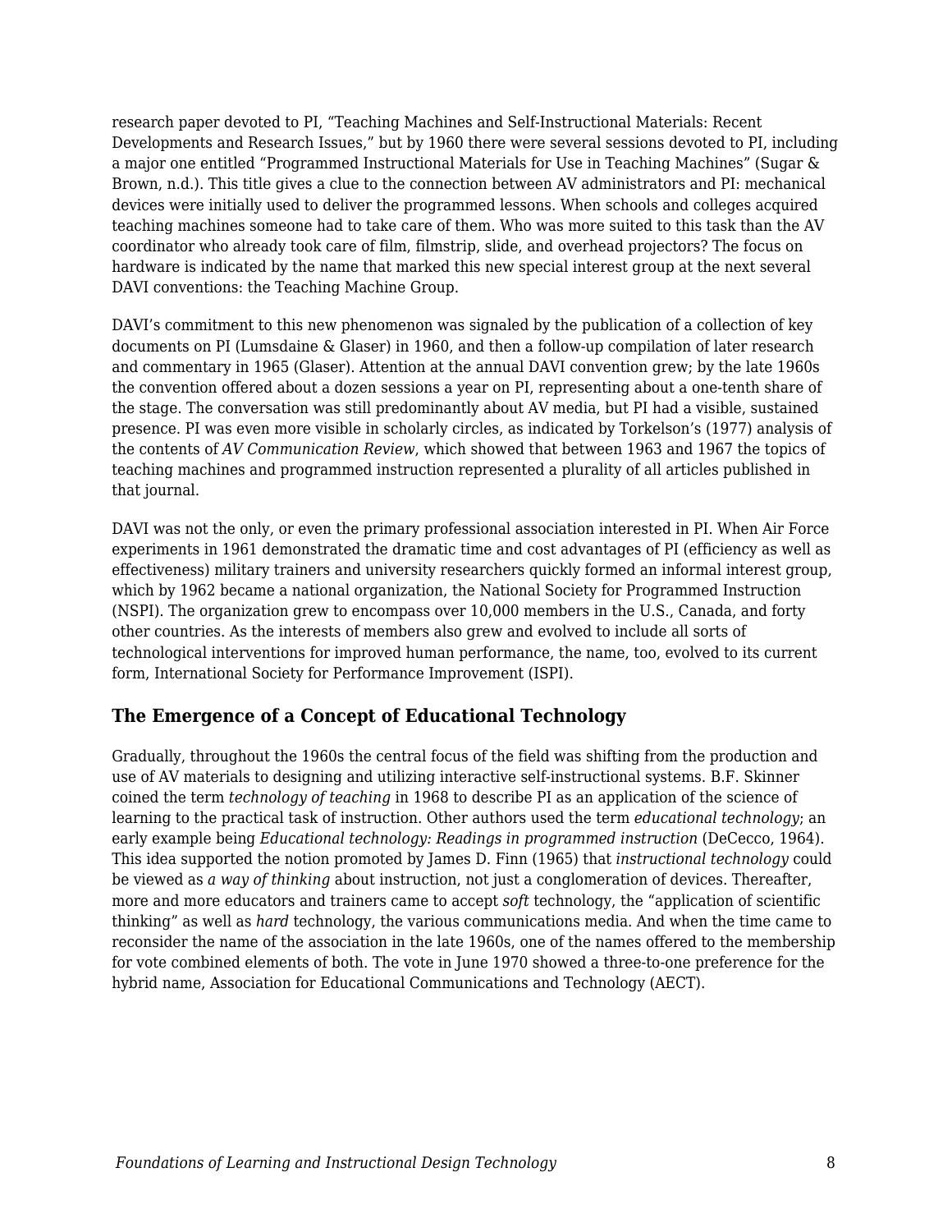research paper devoted to PI, "Teaching Machines and Self-Instructional Materials: Recent Developments and Research Issues," but by 1960 there were several sessions devoted to PI, including a major one entitled "Programmed Instructional Materials for Use in Teaching Machines" (Sugar & Brown, n.d.). This title gives a clue to the connection between AV administrators and PI: mechanical devices were initially used to deliver the programmed lessons. When schools and colleges acquired teaching machines someone had to take care of them. Who was more suited to this task than the AV coordinator who already took care of film, filmstrip, slide, and overhead projectors? The focus on hardware is indicated by the name that marked this new special interest group at the next several DAVI conventions: the Teaching Machine Group.

DAVI's commitment to this new phenomenon was signaled by the publication of a collection of key documents on PI (Lumsdaine & Glaser) in 1960, and then a follow-up compilation of later research and commentary in 1965 (Glaser). Attention at the annual DAVI convention grew; by the late 1960s the convention offered about a dozen sessions a year on PI, representing about a one-tenth share of the stage. The conversation was still predominantly about AV media, but PI had a visible, sustained presence. PI was even more visible in scholarly circles, as indicated by Torkelson's (1977) analysis of the contents of *AV Communication Review*, which showed that between 1963 and 1967 the topics of teaching machines and programmed instruction represented a plurality of all articles published in that journal.

DAVI was not the only, or even the primary professional association interested in PI. When Air Force experiments in 1961 demonstrated the dramatic time and cost advantages of PI (efficiency as well as effectiveness) military trainers and university researchers quickly formed an informal interest group, which by 1962 became a national organization, the National Society for Programmed Instruction (NSPI). The organization grew to encompass over 10,000 members in the U.S., Canada, and forty other countries. As the interests of members also grew and evolved to include all sorts of technological interventions for improved human performance, the name, too, evolved to its current form, International Society for Performance Improvement (ISPI).

### The Emergence of a Concept of Educational Technology

Gradually, throughout the 1960s the central focus of the field was shifting from the production and use of AV materials to designing and utilizing interactive self-instructional systems. B.F. Skinner coined the term *technology of teaching* in 1968 to describe PI as an application of the science of learning to the practical task of instruction. Other authors used the term *educational technology*; an early example being *Educational technology: Readings in programmed instruction* (DeCecco, 1964). This idea supported the notion promoted by James D. Finn (1965) that *instructional technology* could be viewed as *a way of thinking* about instruction, not just a conglomeration of devices. Thereafter, more and more educators and trainers came to accept *soft* technology, the "application of scientific thinking" as well as *hard* technology, the various communications media. And when the time came to reconsider the name of the association in the late 1960s, one of the names offered to the membership for vote combined elements of both. The vote in June 1970 showed a three-to-one preference for the hybrid name, Association for Educational Communications and Technology (AECT).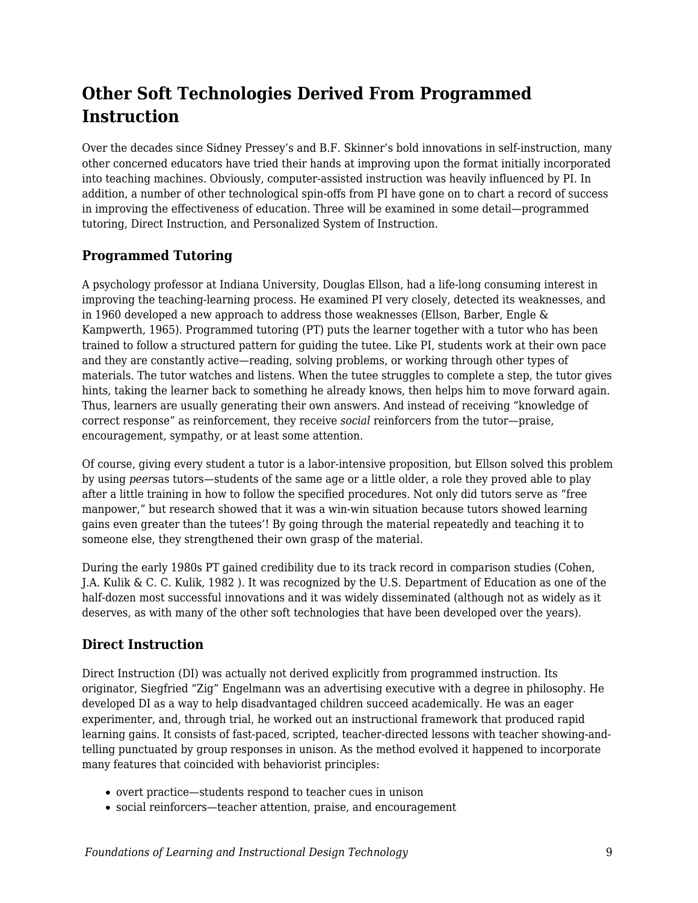## Other Soft Technologies Derived From Programmed Instruction

Over the decades since Sidney Pressey's and B.F. Skinner's bold innovations in self-instruction, many other concerned educators have tried their hands at improving upon the format initially incorporated into teaching machines. Obviously, computer-assisted instruction was heavily influenced by PI. In addition, a number of other technological spin-offs from PI have gone on to chart a record of success in improving the effectiveness of education. Three will be examined in some detail—programmed tutoring, Direct Instruction, and Personalized System of Instruction.

### Programmed Tutoring

A psychology professor at Indiana University, Douglas Ellson, had a life-long consuming interest in improving the teaching-learning process. He examined PI very closely, detected its weaknesses, and in 1960 developed a new approach to address those weaknesses (Ellson, Barber, Engle & Kampwerth, 1965). Programmed tutoring (PT) puts the learner together with a tutor who has been trained to follow a structured pattern for guiding the tutee. Like PI, students work at their own pace and they are constantly active—reading, solving problems, or working through other types of materials. The tutor watches and listens. When the tutee struggles to complete a step, the tutor gives hints, taking the learner back to something he already knows, then helps him to move forward again. Thus, learners are usually generating their own answers. And instead of receiving "knowledge of correct response" as reinforcement, they receive *social* reinforcers from the tutor—praise, encouragement, sympathy, or at least some attention.

Of course, giving every student a tutor is a labor-intensive proposition, but Ellson solved this problem by using *peers*as tutors—students of the same age or a little older, a role they proved able to play after a little training in how to follow the specified procedures. Not only did tutors serve as "free manpower," but research showed that it was a win-win situation because tutors showed learning gains even greater than the tutees'! By going through the material repeatedly and teaching it to someone else, they strengthened their own grasp of the material.

During the early 1980s PT gained credibility due to its track record in comparison studies (Cohen, J.A. Kulik & C. C. Kulik, 1982 ). It was recognized by the U.S. Department of Education as one of the half-dozen most successful innovations and it was widely disseminated (although not as widely as it deserves, as with many of the other soft technologies that have been developed over the years).

### Direct Instruction

Direct Instruction (DI) was actually not derived explicitly from programmed instruction. Its originator, Siegfried "Zig" Engelmann was an advertising executive with a degree in philosophy. He developed DI as a way to help disadvantaged children succeed academically. He was an eager experimenter, and, through trial, he worked out an instructional framework that produced rapid learning gains. It consists of fast-paced, scripted, teacher-directed lessons with teacher showing-and-telling punctuated by group responses in unison. As the method evolved it happened to incorporate many features that coincided with behaviorist principles:

- overt practice—students respond to teacher cues in unison
- social reinforcers—teacher attention, praise, and encouragement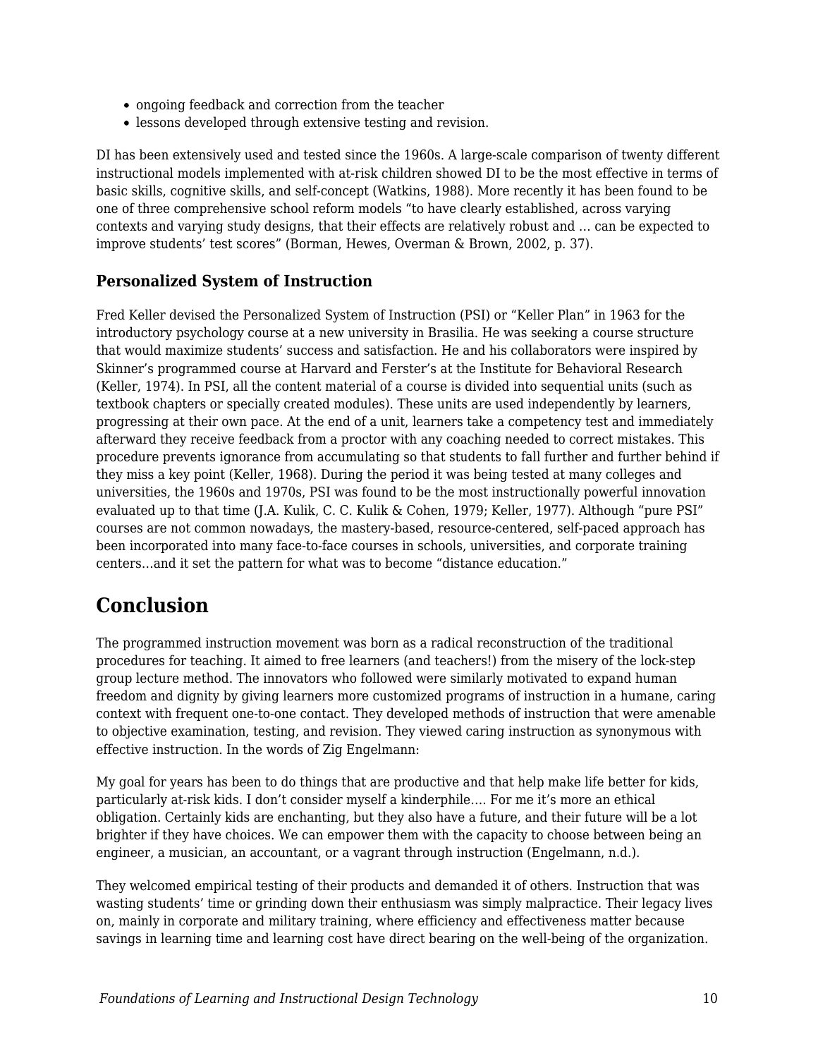- ongoing feedback and correction from the teacher
- lessons developed through extensive testing and revision.

DI has been extensively used and tested since the 1960s. A large-scale comparison of twenty different instructional models implemented with at-risk children showed DI to be the most effective in terms of basic skills, cognitive skills, and self-concept (Watkins, 1988). More recently it has been found to be one of three comprehensive school reform models "to have clearly established, across varying contexts and varying study designs, that their effects are relatively robust and … can be expected to improve students' test scores" (Borman, Hewes, Overman & Brown, 2002, p. 37).

### Personalized System of Instruction

Fred Keller devised the Personalized System of Instruction (PSI) or "Keller Plan" in 1963 for the introductory psychology course at a new university in Brasilia. He was seeking a course structure that would maximize students' success and satisfaction. He and his collaborators were inspired by Skinner's programmed course at Harvard and Ferster's at the Institute for Behavioral Research (Keller, 1974). In PSI, all the content material of a course is divided into sequential units (such as textbook chapters or specially created modules). These units are used independently by learners, progressing at their own pace. At the end of a unit, learners take a competency test and immediately afterward they receive feedback from a proctor with any coaching needed to correct mistakes. This procedure prevents ignorance from accumulating so that students to fall further and further behind if they miss a key point (Keller, 1968). During the period it was being tested at many colleges and universities, the 1960s and 1970s, PSI was found to be the most instructionally powerful innovation evaluated up to that time (J.A. Kulik, C. C. Kulik & Cohen, 1979; Keller, 1977). Although "pure PSI" courses are not common nowadays, the mastery-based, resource-centered, self-paced approach has been incorporated into many face-to-face courses in schools, universities, and corporate training centers…and it set the pattern for what was to become "distance education."

## Conclusion

The programmed instruction movement was born as a radical reconstruction of the traditional procedures for teaching. It aimed to free learners (and teachers!) from the misery of the lock-step group lecture method. The innovators who followed were similarly motivated to expand human freedom and dignity by giving learners more customized programs of instruction in a humane, caring context with frequent one-to-one contact. They developed methods of instruction that were amenable to objective examination, testing, and revision. They viewed caring instruction as synonymous with effective instruction. In the words of Zig Engelmann:

My goal for years has been to do things that are productive and that help make life better for kids, particularly at-risk kids. I don't consider myself a kinderphile…. For me it's more an ethical obligation. Certainly kids are enchanting, but they also have a future, and their future will be a lot brighter if they have choices. We can empower them with the capacity to choose between being an engineer, a musician, an accountant, or a vagrant through instruction (Engelmann, n.d.).

They welcomed empirical testing of their products and demanded it of others. Instruction that was wasting students' time or grinding down their enthusiasm was simply malpractice. Their legacy lives on, mainly in corporate and military training, where efficiency and effectiveness matter because savings in learning time and learning cost have direct bearing on the well-being of the organization.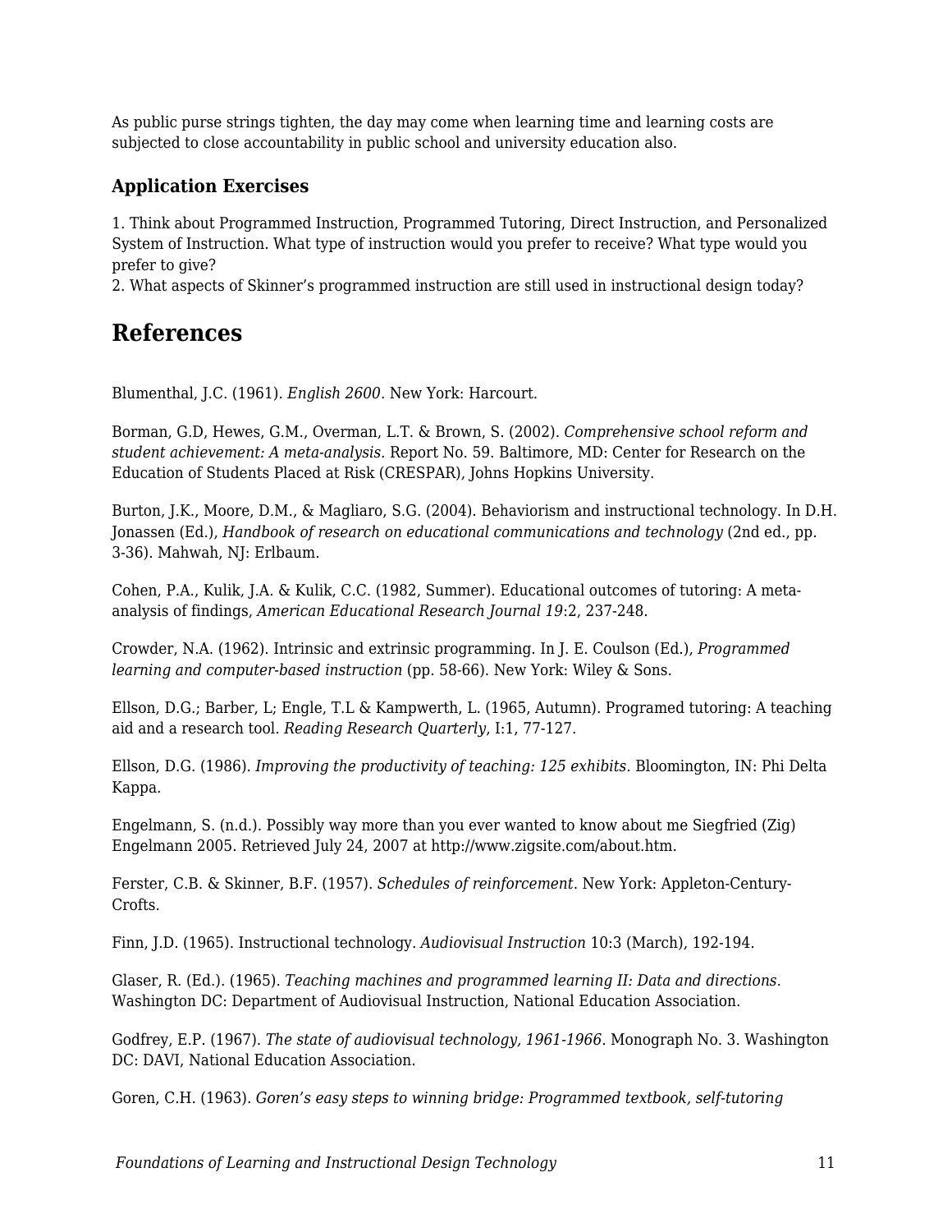As public purse strings tighten, the day may come when learning time and learning costs are subjected to close accountability in public school and university education also.

### Application Exercises

1. Think about Programmed Instruction, Programmed Tutoring, Direct Instruction, and Personalized System of Instruction. What type of instruction would you prefer to receive? What type would you prefer to give?
2. What aspects of Skinner's programmed instruction are still used in instructional design today?

## References

Blumenthal, J.C. (1961). *English 2600*. New York: Harcourt.

Borman, G.D, Hewes, G.M., Overman, L.T. & Brown, S. (2002). *Comprehensive school reform and student achievement: A meta-analysis*. Report No. 59. Baltimore, MD: Center for Research on the Education of Students Placed at Risk (CRESPAR), Johns Hopkins University.

Burton, J.K., Moore, D.M., & Magliaro, S.G. (2004). Behaviorism and instructional technology. In D.H. Jonassen (Ed.), *Handbook of research on educational communications and technology* (2nd ed., pp. 3-36). Mahwah, NJ: Erlbaum.

Cohen, P.A., Kulik, J.A. & Kulik, C.C. (1982, Summer). Educational outcomes of tutoring: A meta-analysis of findings, *American Educational Research Journal 19*:2, 237-248.

Crowder, N.A. (1962). Intrinsic and extrinsic programming. In J. E. Coulson (Ed.), *Programmed learning and computer-based instruction* (pp. 58-66). New York: Wiley & Sons.

Ellson, D.G.; Barber, L; Engle, T.L & Kampwerth, L. (1965, Autumn). Programed tutoring: A teaching aid and a research tool. *Reading Research Quarterly*, I:1, 77-127.

Ellson, D.G. (1986). *Improving the productivity of teaching: 125 exhibits.* Bloomington, IN: Phi Delta Kappa.

Engelmann, S. (n.d.). Possibly way more than you ever wanted to know about me Siegfried (Zig) Engelmann 2005. Retrieved July 24, 2007 at http://www.zigsite.com/about.htm.

Ferster, C.B. & Skinner, B.F. (1957). *Schedules of reinforcement*. New York: Appleton-Century-Crofts.

Finn, J.D. (1965). Instructional technology. *Audiovisual Instruction* 10:3 (March), 192-194.

Glaser, R. (Ed.). (1965). *Teaching machines and programmed learning II: Data and directions.* Washington DC: Department of Audiovisual Instruction, National Education Association.

Godfrey, E.P. (1967). *The state of audiovisual technology, 1961-1966*. Monograph No. 3. Washington DC: DAVI, National Education Association.

Goren, C.H. (1963). *Goren's easy steps to winning bridge: Programmed textbook, self-tutoring*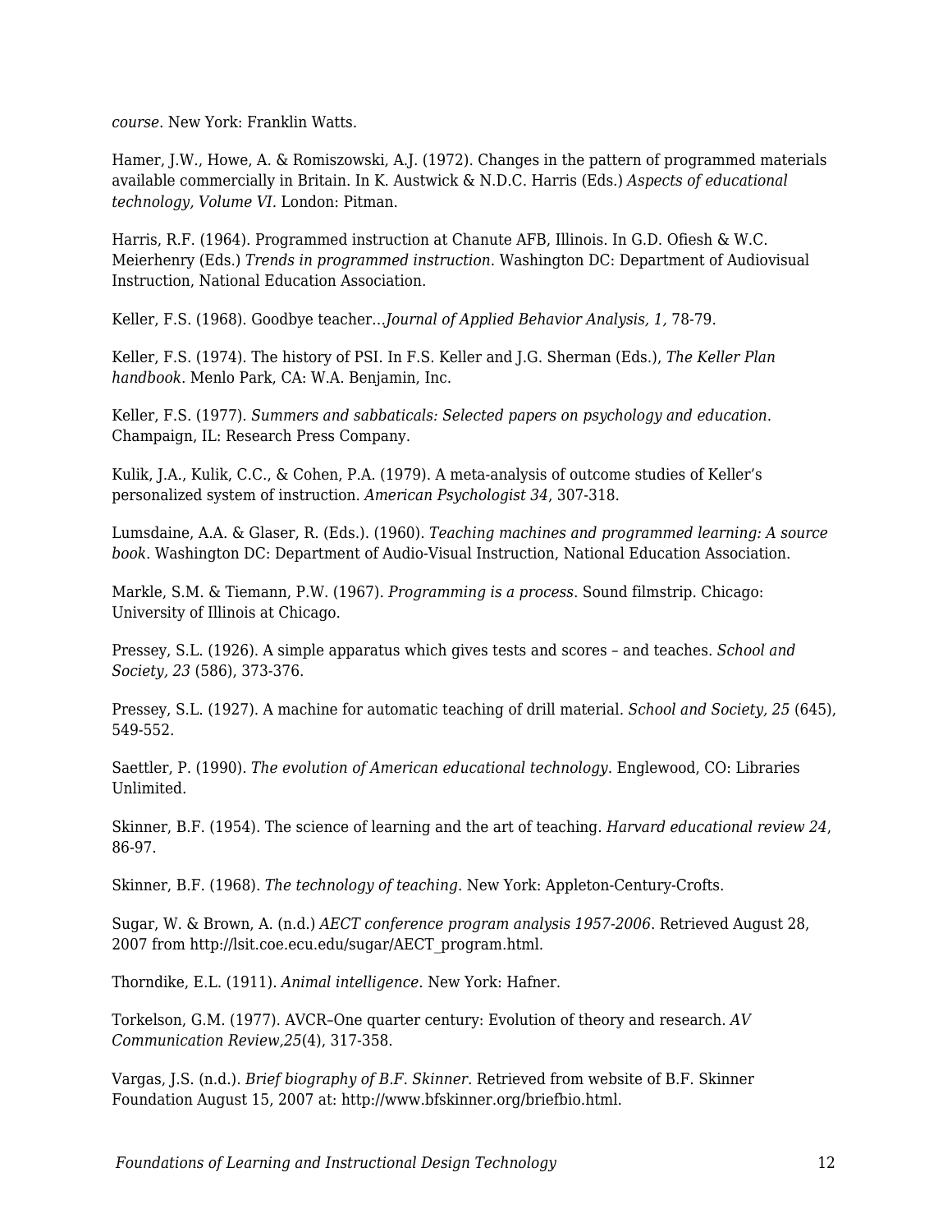*course*. New York: Franklin Watts.

Hamer, J.W., Howe, A. & Romiszowski, A.J. (1972). Changes in the pattern of programmed materials available commercially in Britain. In K. Austwick & N.D.C. Harris (Eds.) *Aspects of educational technology, Volume VI*. London: Pitman.

Harris, R.F. (1964). Programmed instruction at Chanute AFB, Illinois. In G.D. Ofiesh & W.C. Meierhenry (Eds.) *Trends in programmed instruction*. Washington DC: Department of Audiovisual Instruction, National Education Association.

Keller, F.S. (1968). Goodbye teacher…*Journal of Applied Behavior Analysis, 1,* 78-79.

Keller, F.S. (1974). The history of PSI. In F.S. Keller and J.G. Sherman (Eds.), *The Keller Plan handbook*. Menlo Park, CA: W.A. Benjamin, Inc.

Keller, F.S. (1977). *Summers and sabbaticals: Selected papers on psychology and education*. Champaign, IL: Research Press Company.

Kulik, J.A., Kulik, C.C., & Cohen, P.A. (1979). A meta-analysis of outcome studies of Keller's personalized system of instruction. *American Psychologist 34*, 307-318.

Lumsdaine, A.A. & Glaser, R. (Eds.). (1960). *Teaching machines and programmed learning: A source book*. Washington DC: Department of Audio-Visual Instruction, National Education Association.

Markle, S.M. & Tiemann, P.W. (1967). *Programming is a process*. Sound filmstrip. Chicago: University of Illinois at Chicago.

Pressey, S.L. (1926). A simple apparatus which gives tests and scores – and teaches. *School and Society, 23* (586), 373-376.

Pressey, S.L. (1927). A machine for automatic teaching of drill material. *School and Society, 25* (645), 549-552.

Saettler, P. (1990). *The evolution of American educational technology*. Englewood, CO: Libraries Unlimited.

Skinner, B.F. (1954). The science of learning and the art of teaching. *Harvard educational review 24*, 86-97.

Skinner, B.F. (1968). *The technology of teaching*. New York: Appleton-Century-Crofts.

Sugar, W. & Brown, A. (n.d.) *AECT conference program analysis 1957-2006*. Retrieved August 28, 2007 from http://lsit.coe.ecu.edu/sugar/AECT_program.html.

Thorndike, E.L. (1911). *Animal intelligence*. New York: Hafner.

Torkelson, G.M. (1977). AVCR–One quarter century: Evolution of theory and research. *AV Communication Review,25*(4), 317-358.

Vargas, J.S. (n.d.). *Brief biography of B.F. Skinner*. Retrieved from website of B.F. Skinner Foundation August 15, 2007 at: http://www.bfskinner.org/briefbio.html.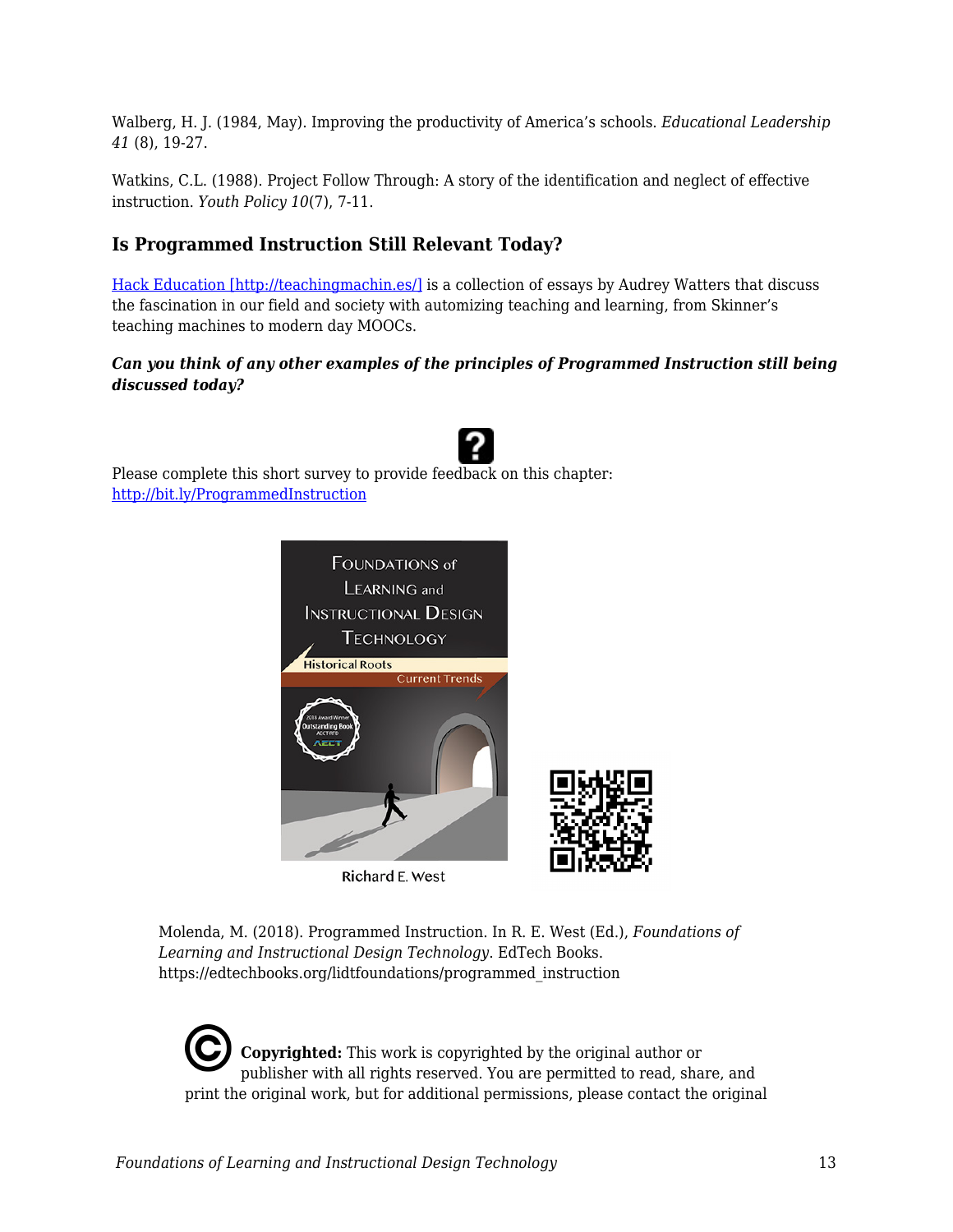Walberg, H. J. (1984, May). Improving the productivity of America's schools. *Educational Leadership 41* (8), 19-27.

Watkins, C.L. (1988). Project Follow Through: A story of the identification and neglect of effective instruction. *Youth Policy 10*(7), 7-11.

### Is Programmed Instruction Still Relevant Today?

[Hack Education [http://teachingmachin.es/]](http://teachingmachin.es/) is a collection of essays by Audrey Watters that discuss the fascination in our field and society with automizing teaching and learning, from Skinner's teaching machines to modern day MOOCs.

***Can you think of any other examples of the principles of Programmed Instruction still being discussed today?***

Please complete this short survey to provide feedback on this chapter: [http://bit.ly/ProgrammedInstruction](http://bit.ly/ProgrammedInstruction)

Molenda, M. (2018). Programmed Instruction. In R. E. West (Ed.), *Foundations of Learning and Instructional Design Technology*. EdTech Books. https://edtechbooks.org/lidtfoundations/programmed_instruction

**Copyrighted:** This work is copyrighted by the original author or publisher with all rights reserved. You are permitted to read, share, and print the original work, but for additional permissions, please contact the original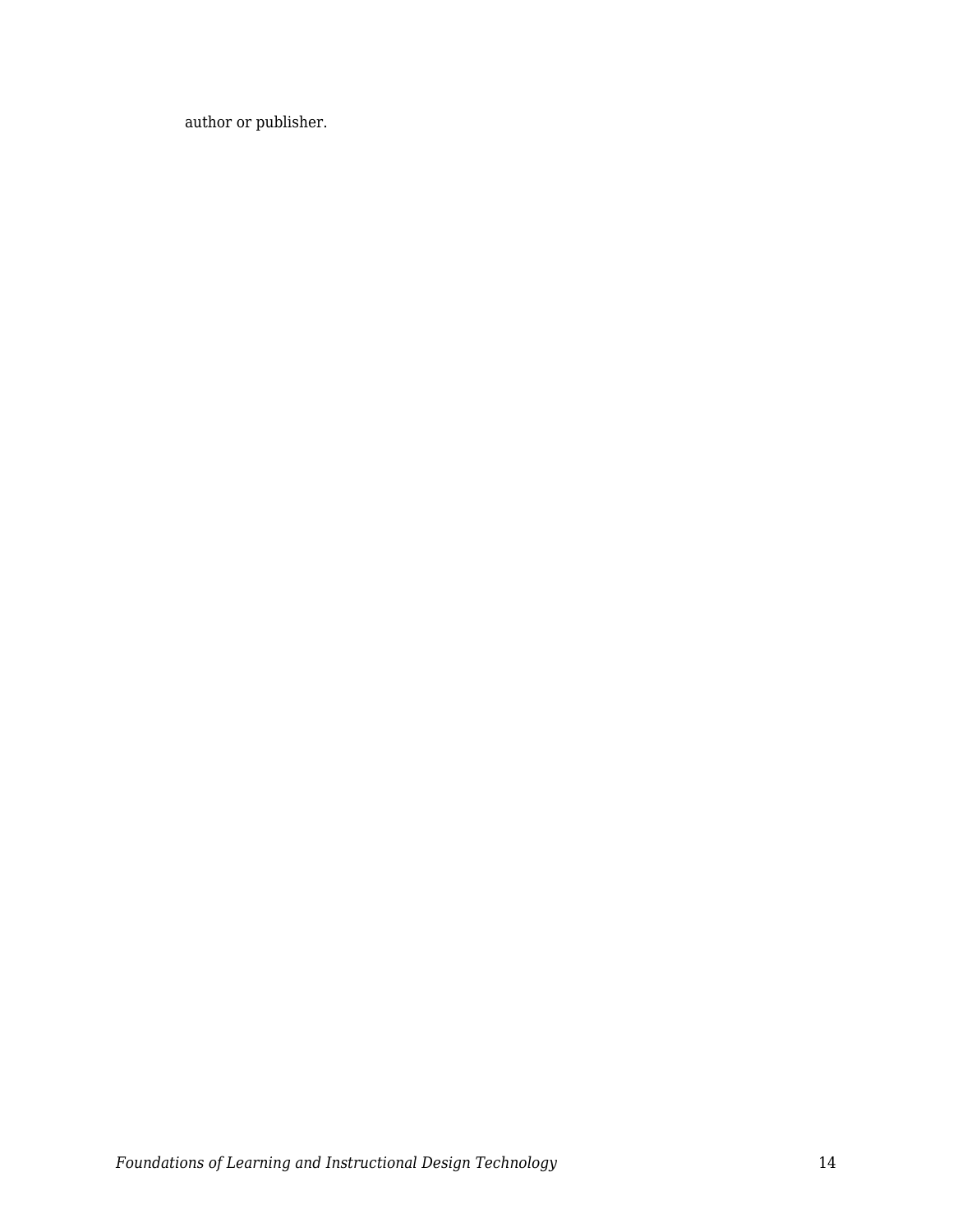author or publisher.